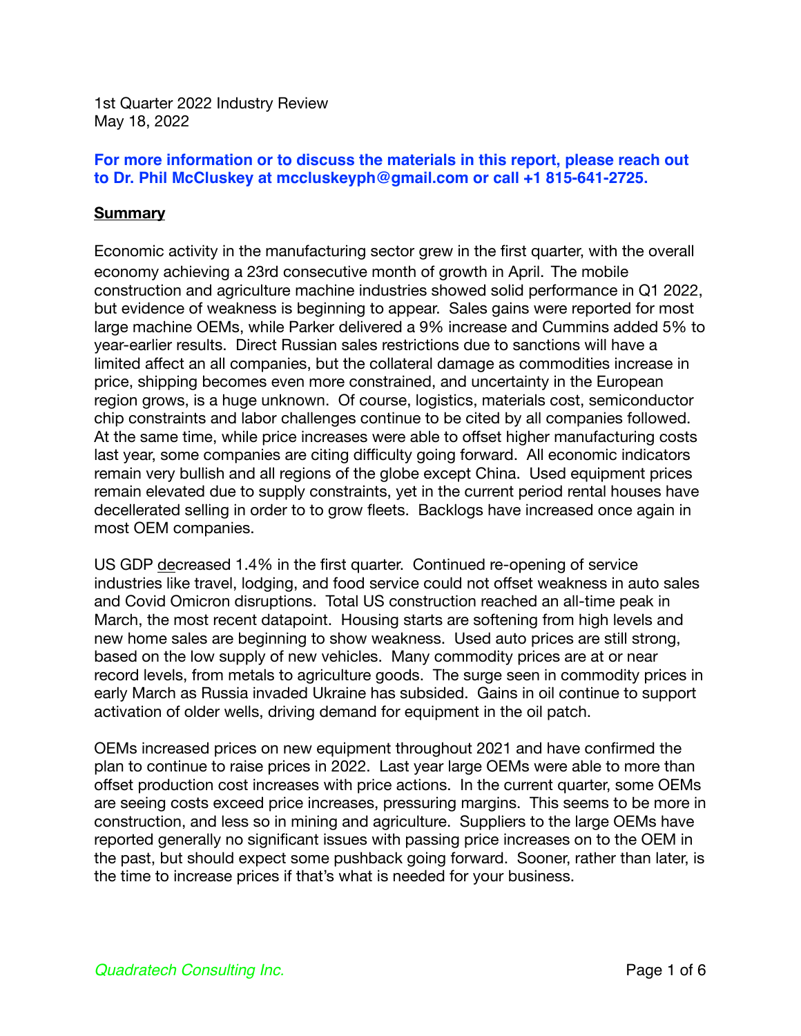1st Quarter 2022 Industry Review
May 18, 2022

**For more information or to discuss the materials in this report, please reach out to Dr. Phil McCluskey at mccluskeyph@gmail.com or call +1 815-641-2725.**

## Summary

Economic activity in the manufacturing sector grew in the first quarter, with the overall economy achieving a 23rd consecutive month of growth in April. The mobile construction and agriculture machine industries showed solid performance in Q1 2022, but evidence of weakness is beginning to appear. Sales gains were reported for most large machine OEMs, while Parker delivered a 9% increase and Cummins added 5% to year-earlier results. Direct Russian sales restrictions due to sanctions will have a limited affect an all companies, but the collateral damage as commodities increase in price, shipping becomes even more constrained, and uncertainty in the European region grows, is a huge unknown. Of course, logistics, materials cost, semiconductor chip constraints and labor challenges continue to be cited by all companies followed. At the same time, while price increases were able to offset higher manufacturing costs last year, some companies are citing difficulty going forward. All economic indicators remain very bullish and all regions of the globe except China. Used equipment prices remain elevated due to supply constraints, yet in the current period rental houses have decellerated selling in order to to grow fleets. Backlogs have increased once again in most OEM companies.

US GDP decreased 1.4% in the first quarter. Continued re-opening of service industries like travel, lodging, and food service could not offset weakness in auto sales and Covid Omicron disruptions. Total US construction reached an all-time peak in March, the most recent datapoint. Housing starts are softening from high levels and new home sales are beginning to show weakness. Used auto prices are still strong, based on the low supply of new vehicles. Many commodity prices are at or near record levels, from metals to agriculture goods. The surge seen in commodity prices in early March as Russia invaded Ukraine has subsided. Gains in oil continue to support activation of older wells, driving demand for equipment in the oil patch.

OEMs increased prices on new equipment throughout 2021 and have confirmed the plan to continue to raise prices in 2022. Last year large OEMs were able to more than offset production cost increases with price actions. In the current quarter, some OEMs are seeing costs exceed price increases, pressuring margins. This seems to be more in construction, and less so in mining and agriculture. Suppliers to the large OEMs have reported generally no significant issues with passing price increases on to the OEM in the past, but should expect some pushback going forward. Sooner, rather than later, is the time to increase prices if that's what is needed for your business.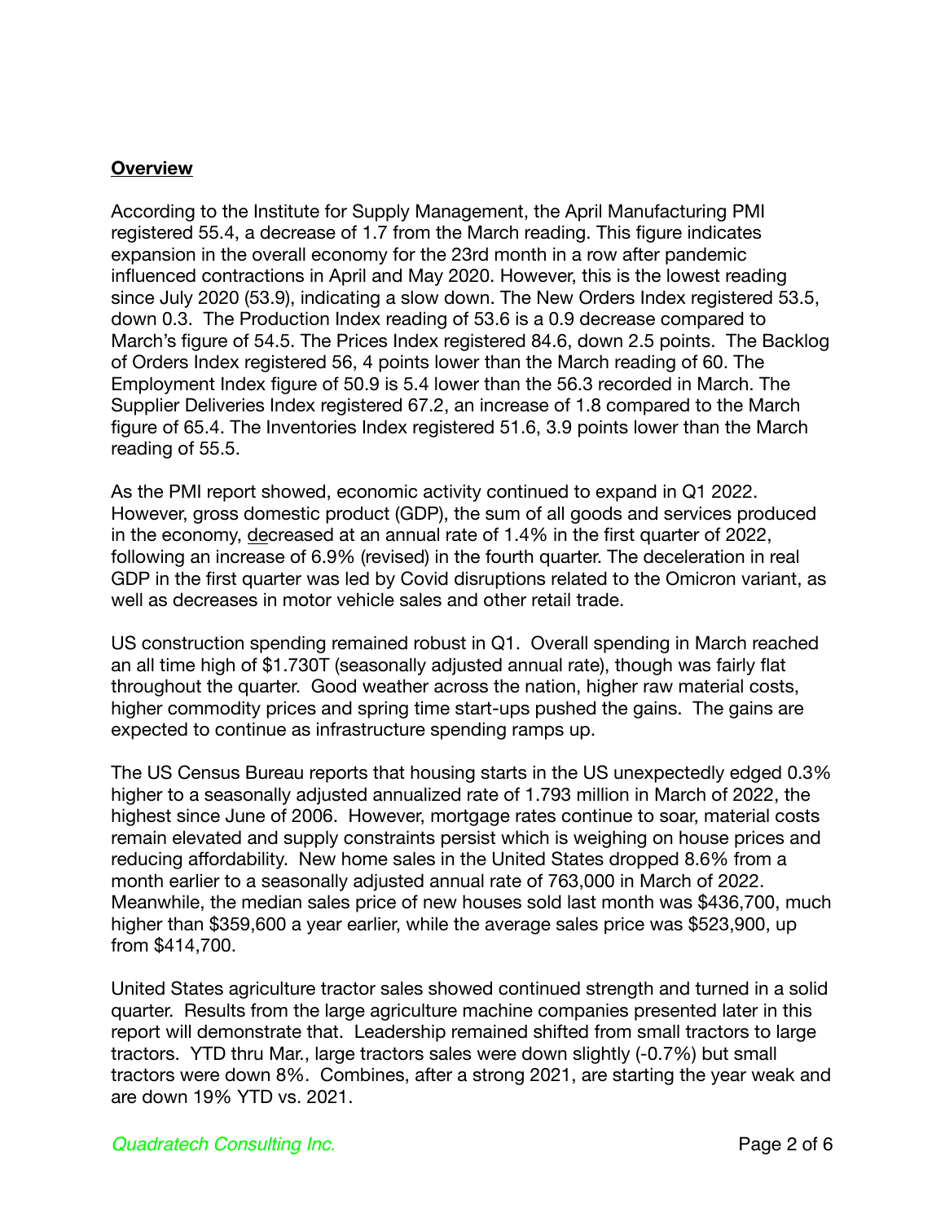## Overview

According to the Institute for Supply Management, the April Manufacturing PMI registered 55.4, a decrease of 1.7 from the March reading. This figure indicates expansion in the overall economy for the 23rd month in a row after pandemic influenced contractions in April and May 2020. However, this is the lowest reading since July 2020 (53.9), indicating a slow down. The New Orders Index registered 53.5, down 0.3. The Production Index reading of 53.6 is a 0.9 decrease compared to March's figure of 54.5. The Prices Index registered 84.6, down 2.5 points. The Backlog of Orders Index registered 56, 4 points lower than the March reading of 60. The Employment Index figure of 50.9 is 5.4 lower than the 56.3 recorded in March. The Supplier Deliveries Index registered 67.2, an increase of 1.8 compared to the March figure of 65.4. The Inventories Index registered 51.6, 3.9 points lower than the March reading of 55.5.

As the PMI report showed, economic activity continued to expand in Q1 2022. However, gross domestic product (GDP), the sum of all goods and services produced in the economy, decreased at an annual rate of 1.4% in the first quarter of 2022, following an increase of 6.9% (revised) in the fourth quarter. The deceleration in real GDP in the first quarter was led by Covid disruptions related to the Omicron variant, as well as decreases in motor vehicle sales and other retail trade.

US construction spending remained robust in Q1. Overall spending in March reached an all time high of $1.730T (seasonally adjusted annual rate), though was fairly flat throughout the quarter. Good weather across the nation, higher raw material costs, higher commodity prices and spring time start-ups pushed the gains. The gains are expected to continue as infrastructure spending ramps up.

The US Census Bureau reports that housing starts in the US unexpectedly edged 0.3% higher to a seasonally adjusted annualized rate of 1.793 million in March of 2022, the highest since June of 2006. However, mortgage rates continue to soar, material costs remain elevated and supply constraints persist which is weighing on house prices and reducing affordability. New home sales in the United States dropped 8.6% from a month earlier to a seasonally adjusted annual rate of 763,000 in March of 2022. Meanwhile, the median sales price of new houses sold last month was $436,700, much higher than $359,600 a year earlier, while the average sales price was $523,900, up from $414,700.

United States agriculture tractor sales showed continued strength and turned in a solid quarter. Results from the large agriculture machine companies presented later in this report will demonstrate that. Leadership remained shifted from small tractors to large tractors. YTD thru Mar., large tractors sales were down slightly (-0.7%) but small tractors were down 8%. Combines, after a strong 2021, are starting the year weak and are down 19% YTD vs. 2021.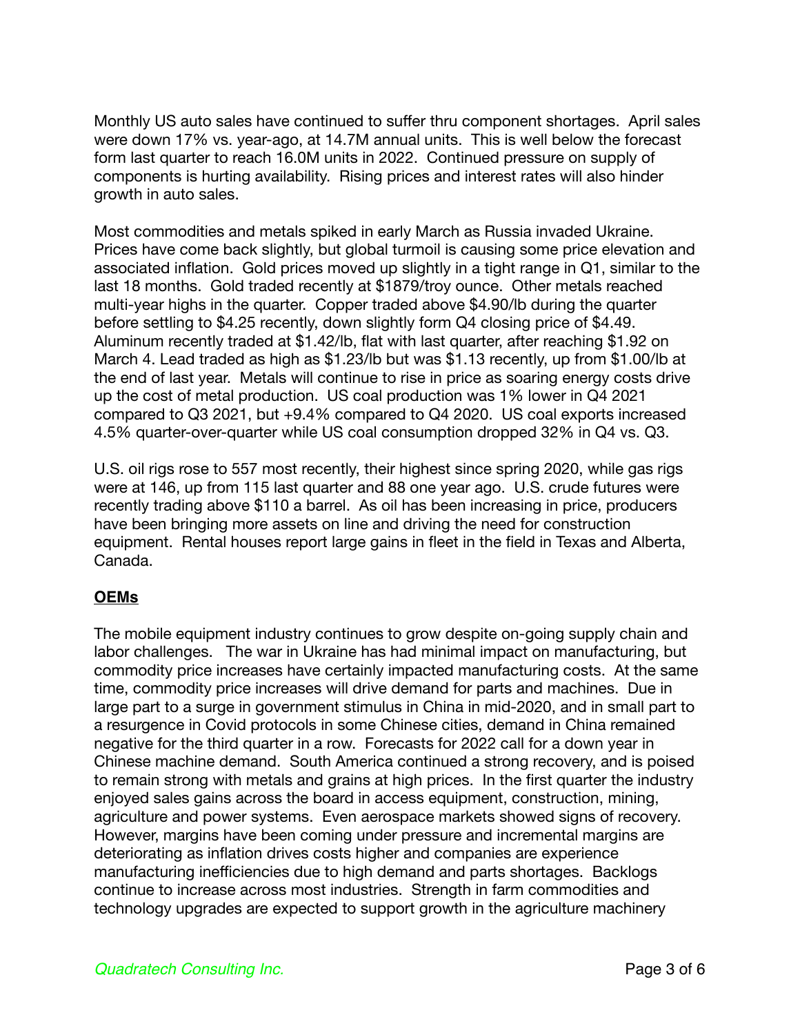Monthly US auto sales have continued to suffer thru component shortages. April sales were down 17% vs. year-ago, at 14.7M annual units. This is well below the forecast form last quarter to reach 16.0M units in 2022. Continued pressure on supply of components is hurting availability. Rising prices and interest rates will also hinder growth in auto sales.

Most commodities and metals spiked in early March as Russia invaded Ukraine. Prices have come back slightly, but global turmoil is causing some price elevation and associated inflation. Gold prices moved up slightly in a tight range in Q1, similar to the last 18 months. Gold traded recently at $1879/troy ounce. Other metals reached multi-year highs in the quarter. Copper traded above $4.90/lb during the quarter before settling to $4.25 recently, down slightly form Q4 closing price of $4.49. Aluminum recently traded at $1.42/lb, flat with last quarter, after reaching $1.92 on March 4. Lead traded as high as $1.23/lb but was $1.13 recently, up from $1.00/lb at the end of last year. Metals will continue to rise in price as soaring energy costs drive up the cost of metal production. US coal production was 1% lower in Q4 2021 compared to Q3 2021, but +9.4% compared to Q4 2020. US coal exports increased 4.5% quarter-over-quarter while US coal consumption dropped 32% in Q4 vs. Q3.

U.S. oil rigs rose to 557 most recently, their highest since spring 2020, while gas rigs were at 146, up from 115 last quarter and 88 one year ago. U.S. crude futures were recently trading above $110 a barrel. As oil has been increasing in price, producers have been bringing more assets on line and driving the need for construction equipment. Rental houses report large gains in fleet in the field in Texas and Alberta, Canada.

## OEMs

The mobile equipment industry continues to grow despite on-going supply chain and labor challenges. The war in Ukraine has had minimal impact on manufacturing, but commodity price increases have certainly impacted manufacturing costs. At the same time, commodity price increases will drive demand for parts and machines. Due in large part to a surge in government stimulus in China in mid-2020, and in small part to a resurgence in Covid protocols in some Chinese cities, demand in China remained negative for the third quarter in a row. Forecasts for 2022 call for a down year in Chinese machine demand. South America continued a strong recovery, and is poised to remain strong with metals and grains at high prices. In the first quarter the industry enjoyed sales gains across the board in access equipment, construction, mining, agriculture and power systems. Even aerospace markets showed signs of recovery. However, margins have been coming under pressure and incremental margins are deteriorating as inflation drives costs higher and companies are experience manufacturing inefficiencies due to high demand and parts shortages. Backlogs continue to increase across most industries. Strength in farm commodities and technology upgrades are expected to support growth in the agriculture machinery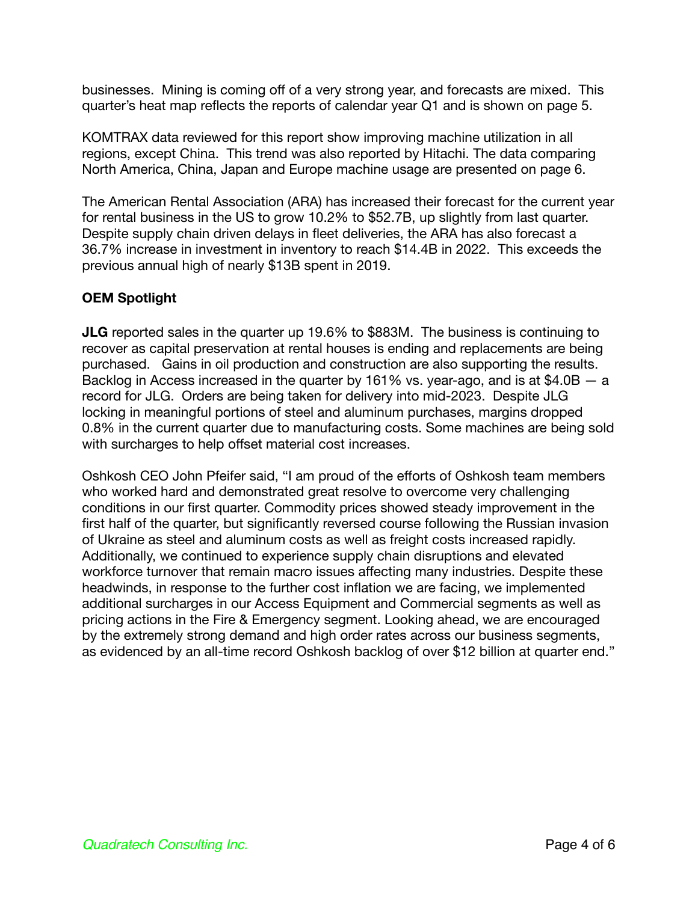businesses. Mining is coming off of a very strong year, and forecasts are mixed. This quarter's heat map reflects the reports of calendar year Q1 and is shown on page 5.

KOMTRAX data reviewed for this report show improving machine utilization in all regions, except China. This trend was also reported by Hitachi. The data comparing North America, China, Japan and Europe machine usage are presented on page 6.

The American Rental Association (ARA) has increased their forecast for the current year for rental business in the US to grow 10.2% to $52.7B, up slightly from last quarter. Despite supply chain driven delays in fleet deliveries, the ARA has also forecast a 36.7% increase in investment in inventory to reach $14.4B in 2022. This exceeds the previous annual high of nearly $13B spent in 2019.

**OEM Spotlight**

**JLG** reported sales in the quarter up 19.6% to $883M. The business is continuing to recover as capital preservation at rental houses is ending and replacements are being purchased. Gains in oil production and construction are also supporting the results. Backlog in Access increased in the quarter by 161% vs. year-ago, and is at $4.0B — a record for JLG. Orders are being taken for delivery into mid-2023. Despite JLG locking in meaningful portions of steel and aluminum purchases, margins dropped 0.8% in the current quarter due to manufacturing costs. Some machines are being sold with surcharges to help offset material cost increases.

Oshkosh CEO John Pfeifer said, "I am proud of the efforts of Oshkosh team members who worked hard and demonstrated great resolve to overcome very challenging conditions in our first quarter. Commodity prices showed steady improvement in the first half of the quarter, but significantly reversed course following the Russian invasion of Ukraine as steel and aluminum costs as well as freight costs increased rapidly. Additionally, we continued to experience supply chain disruptions and elevated workforce turnover that remain macro issues affecting many industries. Despite these headwinds, in response to the further cost inflation we are facing, we implemented additional surcharges in our Access Equipment and Commercial segments as well as pricing actions in the Fire & Emergency segment. Looking ahead, we are encouraged by the extremely strong demand and high order rates across our business segments, as evidenced by an all-time record Oshkosh backlog of over $12 billion at quarter end."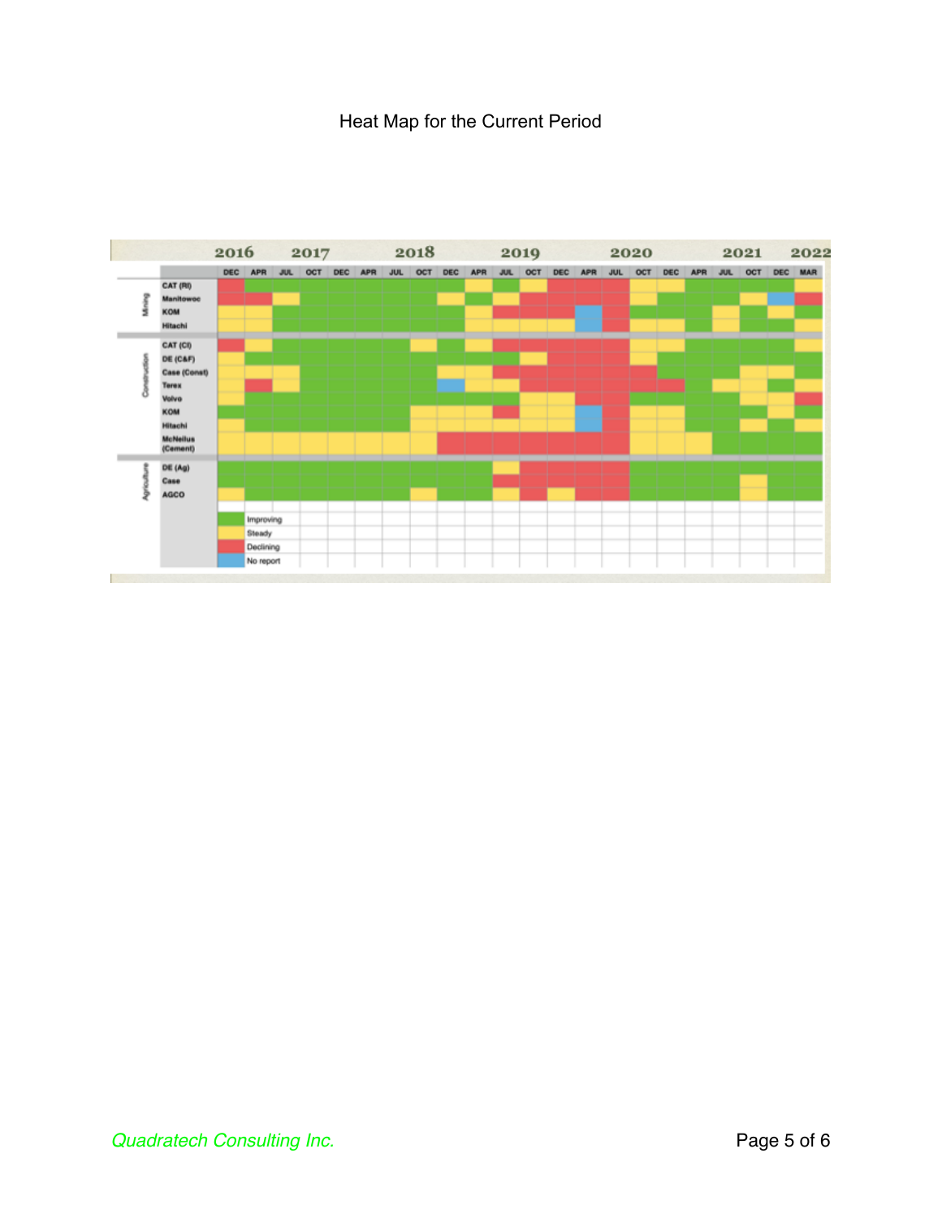Heat Map for the Current Period

| Sector | Company | 2016 DEC | 2017 APR | 2017 JUL | 2017 OCT | 2017 DEC | 2018 APR | 2018 JUL | 2018 OCT | 2018 DEC | 2019 APR | 2019 JUL | 2019 OCT | 2019 DEC | 2020 APR | 2020 JUL | 2020 OCT | 2020 DEC | 2021 APR | 2021 JUL | 2021 OCT | 2021 DEC | 2022 MAR |
|---|---|---|---|---|---|---|---|---|---|---|---|---|---|---|---|---|---|---|---|---|---|---|---|
| Mining | CAT (RI) | Declining | Improving | Improving | Improving | Improving | Improving | Improving | Improving | Improving | Steady | Improving | Steady | Declining | Declining | Declining | Steady | Steady | Improving | Improving | Improving | Improving | Steady |
| Mining | Manitowoc | Declining | Declining | Steady | Improving | Improving | Improving | Improving | Improving | Steady | Improving | Steady | Declining | Declining | Declining | Declining | Steady | Improving | Improving | Improving | Steady | No report | Declining |
| Mining | KOM | Steady | Steady | Improving | Improving | Improving | Improving | Improving | Improving | Improving | Steady | Declining | Declining | Declining | No report | Declining | Improving | Improving | Improving | Steady | Improving | Steady | Improving |
| Mining | Hitachi | Steady | Steady | Improving | Improving | Improving | Improving | Improving | Improving | Improving | Steady | Steady | Steady | Steady | No report | Declining | Steady | Steady | Improving | Steady | Improving | Improving | Steady |
| Construction | CAT (CI) | Declining | Steady | Improving | Improving | Improving | Improving | Improving | Steady | Improving | Steady | Declining | Declining | Declining | Declining | Declining | Steady | Steady | Improving | Improving | Improving | Improving | Steady |
| Construction | DE (C&F) | Steady | Improving | Improving | Improving | Improving | Improving | Improving | Improving | Improving | Improving | Improving | Steady | Declining | Declining | Declining | Steady | Improving | Improving | Improving | Improving | Improving | Improving |
| Construction | Case (Const) | Steady | Steady | Steady | Improving | Improving | Improving | Improving | Improving | Steady | Steady | Declining | Declining | Declining | Declining | Declining | Declining | Improving | Improving | Improving | Steady | Steady | Improving |
| Construction | Terex | Steady | Declining | Steady | Improving | Improving | Improving | Improving | Improving | No report | Steady | Steady | Declining | Declining | Declining | Declining | Declining | Declining | Improving | Steady | Steady | Improving | Steady |
| Construction | Volvo | Steady | Improving | Improving | Improving | Improving | Improving | Improving | Improving | Improving | Improving | Improving | Steady | Steady | Declining | Declining | Improving | Improving | Improving | Improving | Steady | Steady | Declining |
| Construction | KOM | Improving | Improving | Improving | Improving | Improving | Improving | Improving | Steady | Steady | Steady | Declining | Steady | Steady | No report | Declining | Steady | Steady | Improving | Improving | Improving | Steady | Improving |
| Construction | Hitachi | Steady | Improving | Improving | Improving | Improving | Improving | Improving | Steady | Steady | Steady | Steady | Steady | Steady | No report | Declining | Steady | Steady | Improving | Improving | Steady | Improving | Steady |
| Construction | McNeilus (Cement) | Steady | Steady | Steady | Steady | Steady | Steady | Steady | Steady | Declining | Declining | Declining | Declining | Declining | Declining | Declining | Steady | Steady | Steady | Improving | Improving | Improving | Improving |
| Agriculture | DE (Ag) | Improving | Improving | Improving | Improving | Improving | Improving | Improving | Improving | Improving | Improving | Steady | Declining | Declining | Declining | Declining | Improving | Improving | Improving | Improving | Improving | Improving | Improving |
| Agriculture | Case | Improving | Improving | Improving | Improving | Improving | Improving | Improving | Improving | Improving | Improving | Declining | Declining | Declining | Declining | Declining | Improving | Improving | Improving | Improving | Steady | Improving | Improving |
| Agriculture | AGCO | Steady | Improving | Improving | Improving | Improving | Improving | Improving | Steady | Improving | Improving | Steady | Declining | Steady | Declining | Declining | Improving | Improving | Improving | Improving | Steady | Improving | Improving |

Legend:
- Improving (green)
- Steady (yellow)
- Declining (red)
- No report (blue)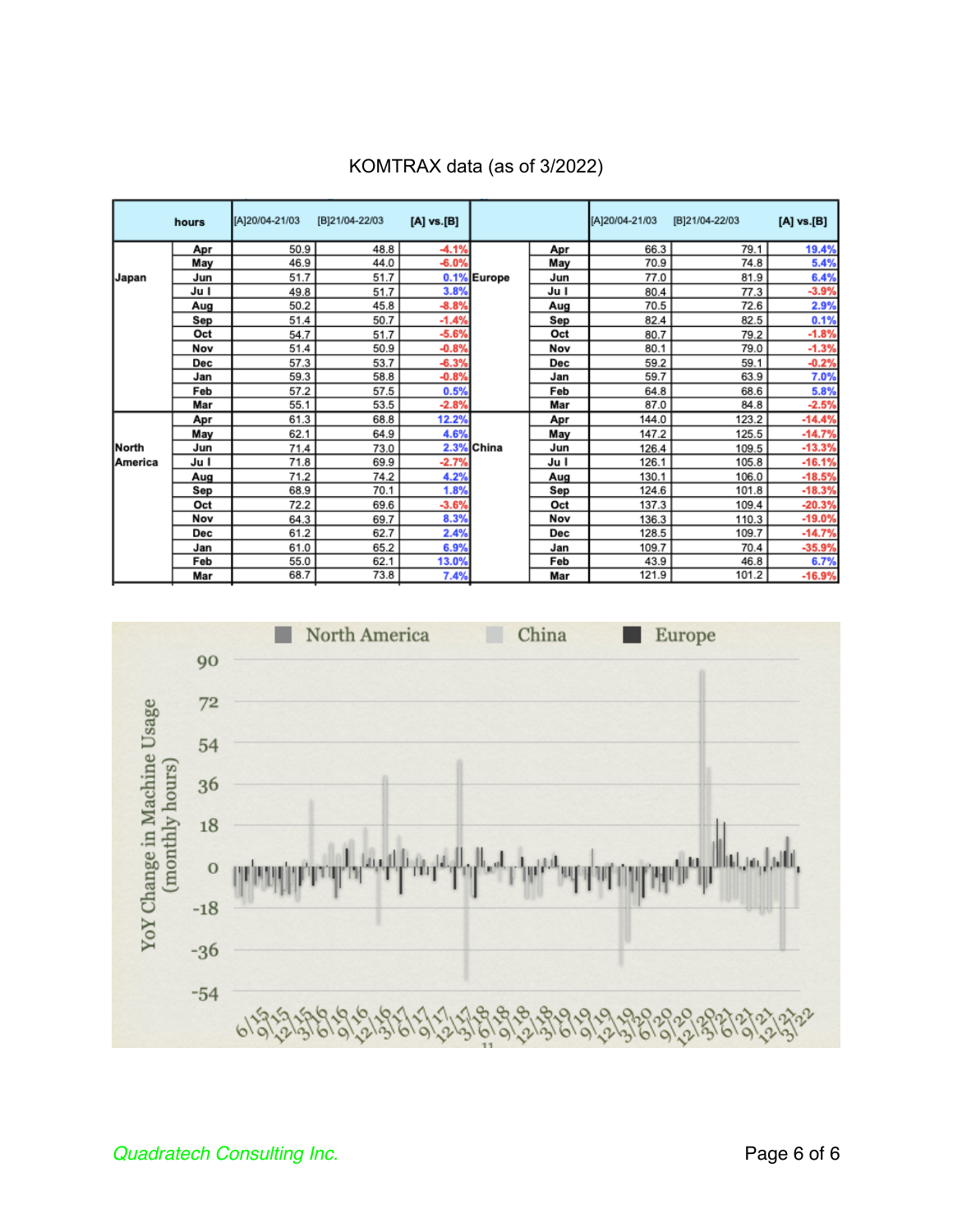KOMTRAX data (as of 3/2022)

| hours | | [A]20/04-21/03 | [B]21/04-22/03 | [A] vs.[B] | | | [A]20/04-21/03 | [B]21/04-22/03 | [A] vs.[B] |
|---|---|---|---|---|---|---|---|---|---|
| Japan | Apr | 50.9 | 48.8 | -4.1% | Europe | Apr | 66.3 | 79.1 | 19.4% |
| | May | 46.9 | 44.0 | -6.0% | | May | 70.9 | 74.8 | 5.4% |
| | Jun | 51.7 | 51.7 | 0.1% | | Jun | 77.0 | 81.9 | 6.4% |
| | Ju l | 49.8 | 51.7 | 3.8% | | Ju l | 80.4 | 77.3 | -3.9% |
| | Aug | 50.2 | 45.8 | -8.8% | | Aug | 70.5 | 72.6 | 2.9% |
| | Sep | 51.4 | 50.7 | -1.4% | | Sep | 82.4 | 82.5 | 0.1% |
| | Oct | 54.7 | 51.7 | -5.6% | | Oct | 80.7 | 79.2 | -1.8% |
| | Nov | 51.4 | 50.9 | -0.8% | | Nov | 80.1 | 79.0 | -1.3% |
| | Dec | 57.3 | 53.7 | -6.3% | | Dec | 59.2 | 59.1 | -0.2% |
| | Jan | 59.3 | 58.8 | -0.8% | | Jan | 59.7 | 63.9 | 7.0% |
| | Feb | 57.2 | 57.5 | 0.5% | | Feb | 64.8 | 68.6 | 5.8% |
| | Mar | 55.1 | 53.5 | -2.8% | | Mar | 87.0 | 84.8 | -2.5% |
| North America | Apr | 61.3 | 68.8 | 12.2% | China | Apr | 144.0 | 123.2 | -14.4% |
| | May | 62.1 | 64.9 | 4.6% | | May | 147.2 | 125.5 | -14.7% |
| | Jun | 71.4 | 73.0 | 2.3% | | Jun | 126.4 | 109.5 | -13.3% |
| | Ju l | 71.8 | 69.9 | -2.7% | | Ju l | 126.1 | 105.8 | -16.1% |
| | Aug | 71.2 | 74.2 | 4.2% | | Aug | 130.1 | 106.0 | -18.5% |
| | Sep | 68.9 | 70.1 | 1.8% | | Sep | 124.6 | 101.8 | -18.3% |
| | Oct | 72.2 | 69.6 | -3.6% | | Oct | 137.3 | 109.4 | -20.3% |
| | Nov | 64.3 | 69.7 | 8.3% | | Nov | 136.3 | 110.3 | -19.0% |
| | Dec | 61.2 | 62.7 | 2.4% | | Dec | 128.5 | 109.7 | -14.7% |
| | Jan | 61.0 | 65.2 | 6.9% | | Jan | 109.7 | 70.4 | -35.9% |
| | Feb | 55.0 | 62.1 | 13.0% | | Feb | 43.9 | 46.8 | 6.7% |
| | Mar | 68.7 | 73.8 | 7.4% | | Mar | 121.9 | 101.2 | -16.9% |

North America China Europe

YoY Change in Machine Usage (monthly hours)

90
72
54
36
18
0
-18
-36
-54

6/15 9/15 12/15 3/16 6/16 9/16 12/16 3/17 6/17 9/17 12/17 3/18 6/18 9/18 12/18 3/19 6/19 9/19 12/19 3/20 6/20 9/20 12/20 3/21 6/21 9/21 12/21 3/22

*Quadratech Consulting Inc.*